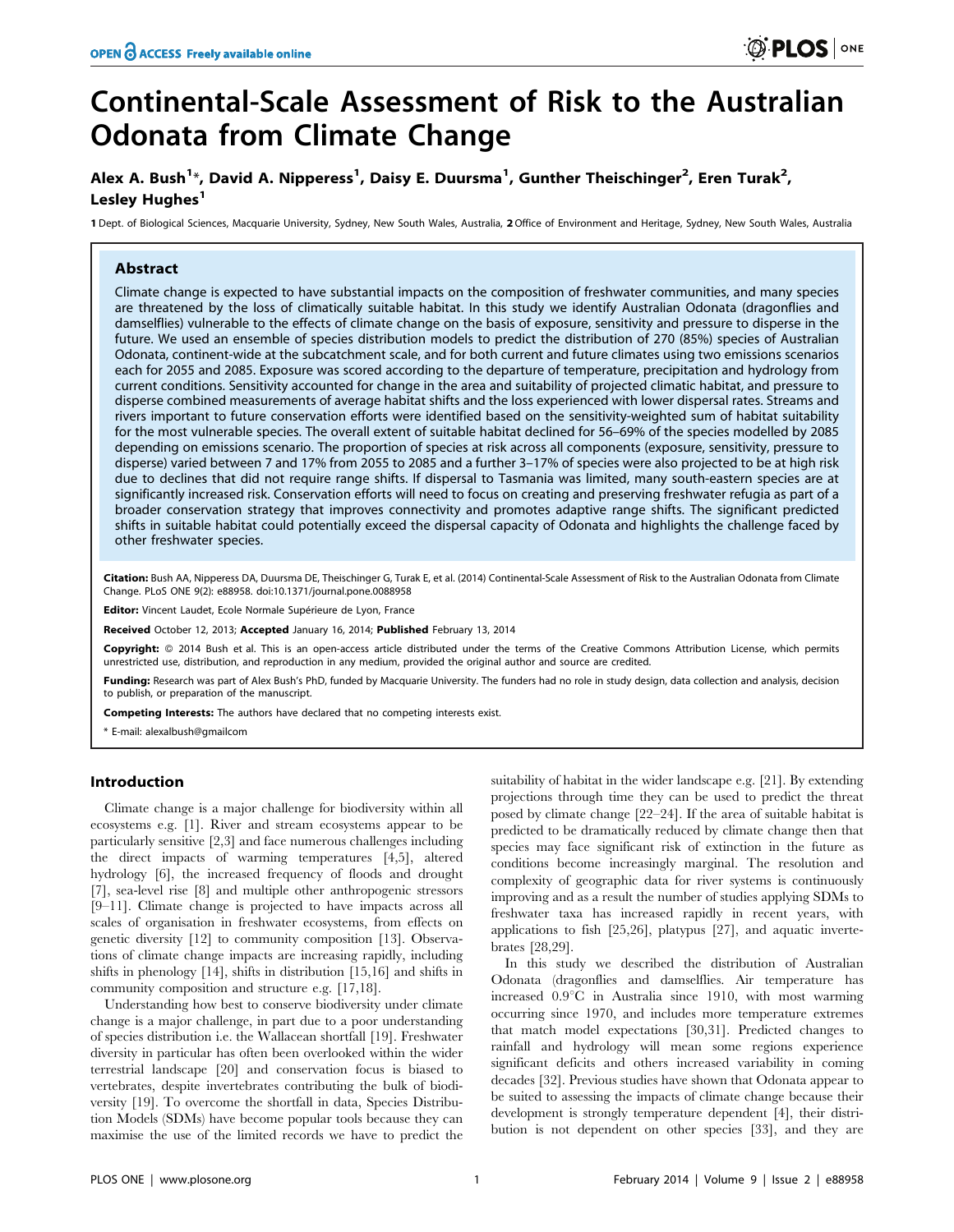# Continental-Scale Assessment of Risk to the Australian Odonata from Climate Change

**Alex A. Bush[1]*, David A. Nipperess[1], Daisy E. Duursma[1], Gunther Theischinger[2], Eren Turak[2], Lesley Hughes[1]**

1 Dept. of Biological Sciences, Macquarie University, Sydney, New South Wales, Australia, 2 Office of Environment and Heritage, Sydney, New South Wales, Australia

## Abstract

Climate change is expected to have substantial impacts on the composition of freshwater communities, and many species are threatened by the loss of climatically suitable habitat. In this study we identify Australian Odonata (dragonflies and damselflies) vulnerable to the effects of climate change on the basis of exposure, sensitivity and pressure to disperse in the future. We used an ensemble of species distribution models to predict the distribution of 270 (85%) species of Australian Odonata, continent-wide at the subcatchment scale, and for both current and future climates using two emissions scenarios each for 2055 and 2085. Exposure was scored according to the departure of temperature, precipitation and hydrology from current conditions. Sensitivity accounted for change in the area and suitability of projected climatic habitat, and pressure to disperse combined measurements of average habitat shifts and the loss experienced with lower dispersal rates. Streams and rivers important to future conservation efforts were identified based on the sensitivity-weighted sum of habitat suitability for the most vulnerable species. The overall extent of suitable habitat declined for 56–69% of the species modelled by 2085 depending on emissions scenario. The proportion of species at risk across all components (exposure, sensitivity, pressure to disperse) varied between 7 and 17% from 2055 to 2085 and a further 3–17% of species were also projected to be at high risk due to declines that did not require range shifts. If dispersal to Tasmania was limited, many south-eastern species are at significantly increased risk. Conservation efforts will need to focus on creating and preserving freshwater refugia as part of a broader conservation strategy that improves connectivity and promotes adaptive range shifts. The significant predicted shifts in suitable habitat could potentially exceed the dispersal capacity of Odonata and highlights the challenge faced by other freshwater species.

**Citation:** Bush AA, Nipperess DA, Duursma DE, Theischinger G, Turak E, et al. (2014) Continental-Scale Assessment of Risk to the Australian Odonata from Climate Change. PLoS ONE 9(2): e88958. doi:10.1371/journal.pone.0088958

**Editor:** Vincent Laudet, Ecole Normale Supérieure de Lyon, France

**Received** October 12, 2013; **Accepted** January 16, 2014; **Published** February 13, 2014

**Copyright:** © 2014 Bush et al. This is an open-access article distributed under the terms of the Creative Commons Attribution License, which permits unrestricted use, distribution, and reproduction in any medium, provided the original author and source are credited.

**Funding:** Research was part of Alex Bush's PhD, funded by Macquarie University. The funders had no role in study design, data collection and analysis, decision to publish, or preparation of the manuscript.

**Competing Interests:** The authors have declared that no competing interests exist.

* E-mail: alexalbush@gmailcom

## Introduction

Climate change is a major challenge for biodiversity within all ecosystems e.g. [1]. River and stream ecosystems appear to be particularly sensitive [2,3] and face numerous challenges including the direct impacts of warming temperatures [4,5], altered hydrology [6], the increased frequency of floods and drought [7], sea-level rise [8] and multiple other anthropogenic stressors [9–11]. Climate change is projected to have impacts across all scales of organisation in freshwater ecosystems, from effects on genetic diversity [12] to community composition [13]. Observations of climate change impacts are increasing rapidly, including shifts in phenology [14], shifts in distribution [15,16] and shifts in community composition and structure e.g. [17,18].

Understanding how best to conserve biodiversity under climate change is a major challenge, in part due to a poor understanding of species distribution i.e. the Wallacean shortfall [19]. Freshwater diversity in particular has often been overlooked within the wider terrestrial landscape [20] and conservation focus is biased to vertebrates, despite invertebrates contributing the bulk of biodiversity [19]. To overcome the shortfall in data, Species Distribution Models (SDMs) have become popular tools because they can maximise the use of the limited records we have to predict the suitability of habitat in the wider landscape e.g. [21]. By extending projections through time they can be used to predict the threat posed by climate change [22–24]. If the area of suitable habitat is predicted to be dramatically reduced by climate change then that species may face significant risk of extinction in the future as conditions become increasingly marginal. The resolution and complexity of geographic data for river systems is continuously improving and as a result the number of studies applying SDMs to freshwater taxa has increased rapidly in recent years, with applications to fish [25,26], platypus [27], and aquatic invertebrates [28,29].

In this study we described the distribution of Australian Odonata (dragonflies and damselflies. Air temperature has increased 0.9°C in Australia since 1910, with most warming occurring since 1970, and includes more temperature extremes that match model expectations [30,31]. Predicted changes to rainfall and hydrology will mean some regions experience significant deficits and others increased variability in coming decades [32]. Previous studies have shown that Odonata appear to be suited to assessing the impacts of climate change because their development is strongly temperature dependent [4], their distribution is not dependent on other species [33], and they are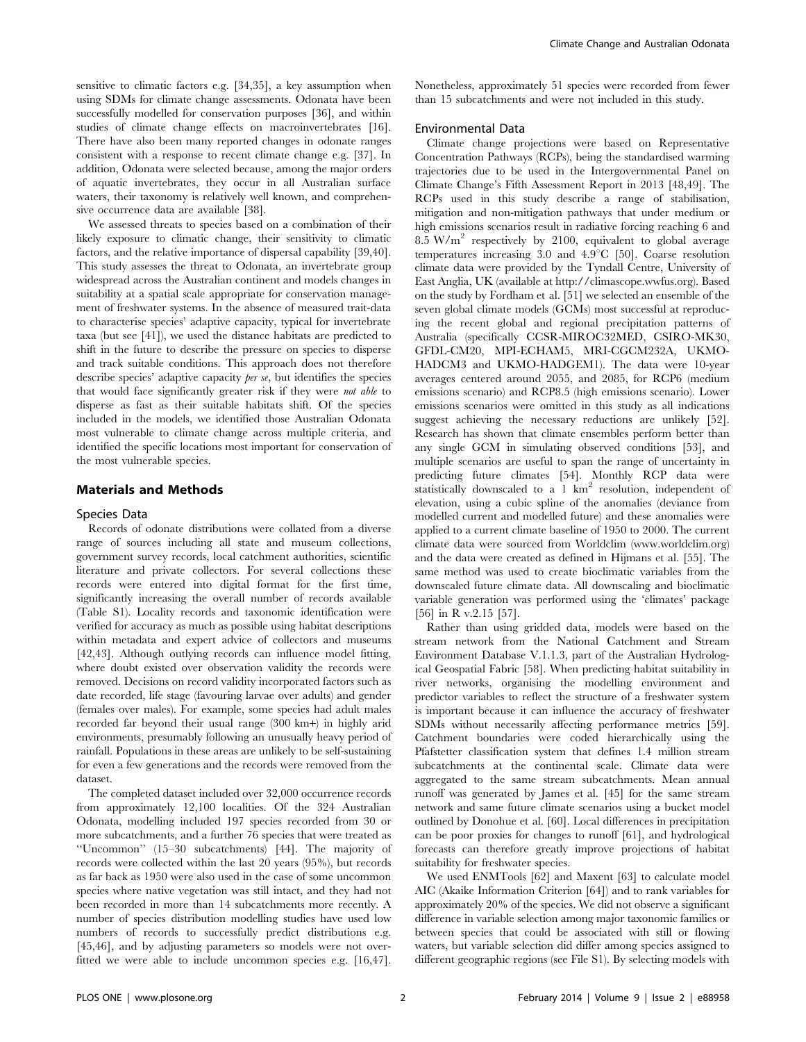sensitive to climatic factors e.g. [34,35], a key assumption when using SDMs for climate change assessments. Odonata have been successfully modelled for conservation purposes [36], and within studies of climate change effects on macroinvertebrates [16]. There have also been many reported changes in odonate ranges consistent with a response to recent climate change e.g. [37]. In addition, Odonata were selected because, among the major orders of aquatic invertebrates, they occur in all Australian surface waters, their taxonomy is relatively well known, and comprehensive occurrence data are available [38].

We assessed threats to species based on a combination of their likely exposure to climatic change, their sensitivity to climatic factors, and the relative importance of dispersal capability [39,40]. This study assesses the threat to Odonata, an invertebrate group widespread across the Australian continent and models changes in suitability at a spatial scale appropriate for conservation management of freshwater systems. In the absence of measured trait-data to characterise species' adaptive capacity, typical for invertebrate taxa (but see [41]), we used the distance habitats are predicted to shift in the future to describe the pressure on species to disperse and track suitable conditions. This approach does not therefore describe species' adaptive capacity *per se*, but identifies the species that would face significantly greater risk if they were *not able* to disperse as fast as their suitable habitats shift. Of the species included in the models, we identified those Australian Odonata most vulnerable to climate change across multiple criteria, and identified the specific locations most important for conservation of the most vulnerable species.

## Materials and Methods

### Species Data

Records of odonate distributions were collated from a diverse range of sources including all state and museum collections, government survey records, local catchment authorities, scientific literature and private collectors. For several collections these records were entered into digital format for the first time, significantly increasing the overall number of records available (Table S1). Locality records and taxonomic identification were verified for accuracy as much as possible using habitat descriptions within metadata and expert advice of collectors and museums [42,43]. Although outlying records can influence model fitting, where doubt existed over observation validity the records were removed. Decisions on record validity incorporated factors such as date recorded, life stage (favouring larvae over adults) and gender (females over males). For example, some species had adult males recorded far beyond their usual range (300 km+) in highly arid environments, presumably following an unusually heavy period of rainfall. Populations in these areas are unlikely to be self-sustaining for even a few generations and the records were removed from the dataset.

The completed dataset included over 32,000 occurrence records from approximately 12,100 localities. Of the 324 Australian Odonata, modelling included 197 species recorded from 30 or more subcatchments, and a further 76 species that were treated as "Uncommon" (15–30 subcatchments) [44]. The majority of records were collected within the last 20 years (95%), but records as far back as 1950 were also used in the case of some uncommon species where native vegetation was still intact, and they had not been recorded in more than 14 subcatchments more recently. A number of species distribution modelling studies have used low numbers of records to successfully predict distributions e.g. [45,46], and by adjusting parameters so models were not overfitted we were able to include uncommon species e.g. [16,47]. Nonetheless, approximately 51 species were recorded from fewer than 15 subcatchments and were not included in this study.

### Environmental Data

Climate change projections were based on Representative Concentration Pathways (RCPs), being the standardised warming trajectories due to be used in the Intergovernmental Panel on Climate Change's Fifth Assessment Report in 2013 [48,49]. The RCPs used in this study describe a range of stabilisation, mitigation and non-mitigation pathways that under medium or high emissions scenarios result in radiative forcing reaching 6 and 8.5 $W/m^2$ respectively by 2100, equivalent to global average temperatures increasing 3.0 and 4.9°C [50]. Coarse resolution climate data were provided by the Tyndall Centre, University of East Anglia, UK (available at http://climascope.wwfus.org). Based on the study by Fordham et al. [51] we selected an ensemble of the seven global climate models (GCMs) most successful at reproducing the recent global and regional precipitation patterns of Australia (specifically CCSR-MIROC32MED, CSIRO-MK30, GFDL-CM20, MPI-ECHAM5, MRI-CGCM232A, UKMO-HADCM3 and UKMO-HADGEM1). The data were 10-year averages centered around 2055, and 2085, for RCP6 (medium emissions scenario) and RCP8.5 (high emissions scenario). Lower emissions scenarios were omitted in this study as all indications suggest achieving the necessary reductions are unlikely [52]. Research has shown that climate ensembles perform better than any single GCM in simulating observed conditions [53], and multiple scenarios are useful to span the range of uncertainty in predicting future climates [54]. Monthly RCP data were statistically downscaled to a 1 $km^2$ resolution, independent of elevation, using a cubic spline of the anomalies (deviance from modelled current and modelled future) and these anomalies were applied to a current climate baseline of 1950 to 2000. The current climate data were sourced from Worldclim (www.worldclim.org) and the data were created as defined in Hijmans et al. [55]. The same method was used to create bioclimatic variables from the downscaled future climate data. All downscaling and bioclimatic variable generation was performed using the 'climates' package [56] in R v.2.15 [57].

Rather than using gridded data, models were based on the stream network from the National Catchment and Stream Environment Database V.1.1.3, part of the Australian Hydrological Geospatial Fabric [58]. When predicting habitat suitability in river networks, organising the modelling environment and predictor variables to reflect the structure of a freshwater system is important because it can influence the accuracy of freshwater SDMs without necessarily affecting performance metrics [59]. Catchment boundaries were coded hierarchically using the Pfafstetter classification system that defines 1.4 million stream subcatchments at the continental scale. Climate data were aggregated to the same stream subcatchments. Mean annual runoff was generated by James et al. [45] for the same stream network and same future climate scenarios using a bucket model outlined by Donohue et al. [60]. Local differences in precipitation can be poor proxies for changes to runoff [61], and hydrological forecasts can therefore greatly improve projections of habitat suitability for freshwater species.

We used ENMTools [62] and Maxent [63] to calculate model AIC (Akaike Information Criterion [64]) and to rank variables for approximately 20% of the species. We did not observe a significant difference in variable selection among major taxonomic families or between species that could be associated with still or flowing waters, but variable selection did differ among species assigned to different geographic regions (see File S1). By selecting models with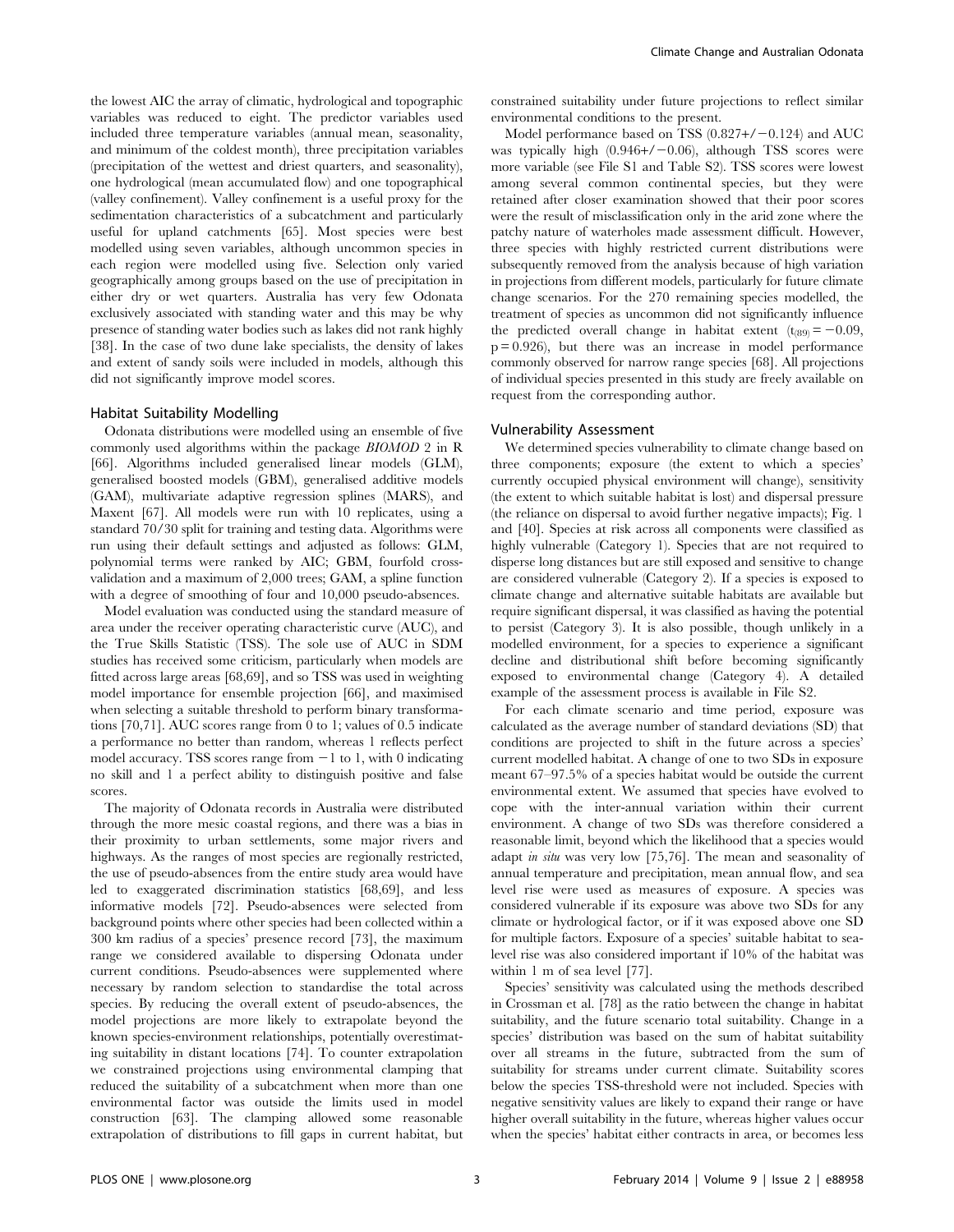the lowest AIC the array of climatic, hydrological and topographic variables was reduced to eight. The predictor variables used included three temperature variables (annual mean, seasonality, and minimum of the coldest month), three precipitation variables (precipitation of the wettest and driest quarters, and seasonality), one hydrological (mean accumulated flow) and one topographical (valley confinement). Valley confinement is a useful proxy for the sedimentation characteristics of a subcatchment and particularly useful for upland catchments [65]. Most species were best modelled using seven variables, although uncommon species in each region were modelled using five. Selection only varied geographically among groups based on the use of precipitation in either dry or wet quarters. Australia has very few Odonata exclusively associated with standing water and this may be why presence of standing water bodies such as lakes did not rank highly [38]. In the case of two dune lake specialists, the density of lakes and extent of sandy soils were included in models, although this did not significantly improve model scores.

### Habitat Suitability Modelling

Odonata distributions were modelled using an ensemble of five commonly used algorithms within the package *BIOMOD* 2 in R [66]. Algorithms included generalised linear models (GLM), generalised boosted models (GBM), generalised additive models (GAM), multivariate adaptive regression splines (MARS), and Maxent [67]. All models were run with 10 replicates, using a standard 70/30 split for training and testing data. Algorithms were run using their default settings and adjusted as follows: GLM, polynomial terms were ranked by AIC; GBM, fourfold cross-validation and a maximum of 2,000 trees; GAM, a spline function with a degree of smoothing of four and 10,000 pseudo-absences.

Model evaluation was conducted using the standard measure of area under the receiver operating characteristic curve (AUC), and the True Skills Statistic (TSS). The sole use of AUC in SDM studies has received some criticism, particularly when models are fitted across large areas [68,69], and so TSS was used in weighting model importance for ensemble projection [66], and maximised when selecting a suitable threshold to perform binary transformations [70,71]. AUC scores range from 0 to 1; values of 0.5 indicate a performance no better than random, whereas 1 reflects perfect model accuracy. TSS scores range from $-1$ to 1, with 0 indicating no skill and 1 a perfect ability to distinguish positive and false scores.

The majority of Odonata records in Australia were distributed through the more mesic coastal regions, and there was a bias in their proximity to urban settlements, some major rivers and highways. As the ranges of most species are regionally restricted, the use of pseudo-absences from the entire study area would have led to exaggerated discrimination statistics [68,69], and less informative models [72]. Pseudo-absences were selected from background points where other species had been collected within a 300 km radius of a species' presence record [73], the maximum range we considered available to dispersing Odonata under current conditions. Pseudo-absences were supplemented where necessary by random selection to standardise the total across species. By reducing the overall extent of pseudo-absences, the model projections are more likely to extrapolate beyond the known species-environment relationships, potentially overestimating suitability in distant locations [74]. To counter extrapolation we constrained projections using environmental clamping that reduced the suitability of a subcatchment when more than one environmental factor was outside the limits used in model construction [63]. The clamping allowed some reasonable extrapolation of distributions to fill gaps in current habitat, but constrained suitability under future projections to reflect similar environmental conditions to the present.

Model performance based on TSS ($0.827 +/- 0.124$) and AUC was typically high ($0.946 +/- 0.06$), although TSS scores were more variable (see File S1 and Table S2). TSS scores were lowest among several common continental species, but they were retained after closer examination showed that their poor scores were the result of misclassification only in the arid zone where the patchy nature of waterholes made assessment difficult. However, three species with highly restricted current distributions were subsequently removed from the analysis because of high variation in projections from different models, particularly for future climate change scenarios. For the 270 remaining species modelled, the treatment of species as uncommon did not significantly influence the predicted overall change in habitat extent ($t_{(89)} = -0.09$, $p = 0.926$), but there was an increase in model performance commonly observed for narrow range species [68]. All projections of individual species presented in this study are freely available on request from the corresponding author.

### Vulnerability Assessment

We determined species vulnerability to climate change based on three components; exposure (the extent to which a species' currently occupied physical environment will change), sensitivity (the extent to which suitable habitat is lost) and dispersal pressure (the reliance on dispersal to avoid further negative impacts); Fig. 1 and [40]. Species at risk across all components were classified as highly vulnerable (Category 1). Species that are not required to disperse long distances but are still exposed and sensitive to change are considered vulnerable (Category 2). If a species is exposed to climate change and alternative suitable habitats are available but require significant dispersal, it was classified as having the potential to persist (Category 3). It is also possible, though unlikely in a modelled environment, for a species to experience a significant decline and distributional shift before becoming significantly exposed to environmental change (Category 4). A detailed example of the assessment process is available in File S2.

For each climate scenario and time period, exposure was calculated as the average number of standard deviations (SD) that conditions are projected to shift in the future across a species' current modelled habitat. A change of one to two SDs in exposure meant 67–97.5% of a species habitat would be outside the current environmental extent. We assumed that species have evolved to cope with the inter-annual variation within their current environment. A change of two SDs was therefore considered a reasonable limit, beyond which the likelihood that a species would adapt *in situ* was very low [75,76]. The mean and seasonality of annual temperature and precipitation, mean annual flow, and sea level rise were used as measures of exposure. A species was considered vulnerable if its exposure was above two SDs for any climate or hydrological factor, or if it was exposed above one SD for multiple factors. Exposure of a species' suitable habitat to sea-level rise was also considered important if 10% of the habitat was within 1 m of sea level [77].

Species' sensitivity was calculated using the methods described in Crossman et al. [78] as the ratio between the change in habitat suitability, and the future scenario total suitability. Change in a species' distribution was based on the sum of habitat suitability over all streams in the future, subtracted from the sum of suitability for streams under current climate. Suitability scores below the species TSS-threshold were not included. Species with negative sensitivity values are likely to expand their range or have higher overall suitability in the future, whereas higher values occur when the species' habitat either contracts in area, or becomes less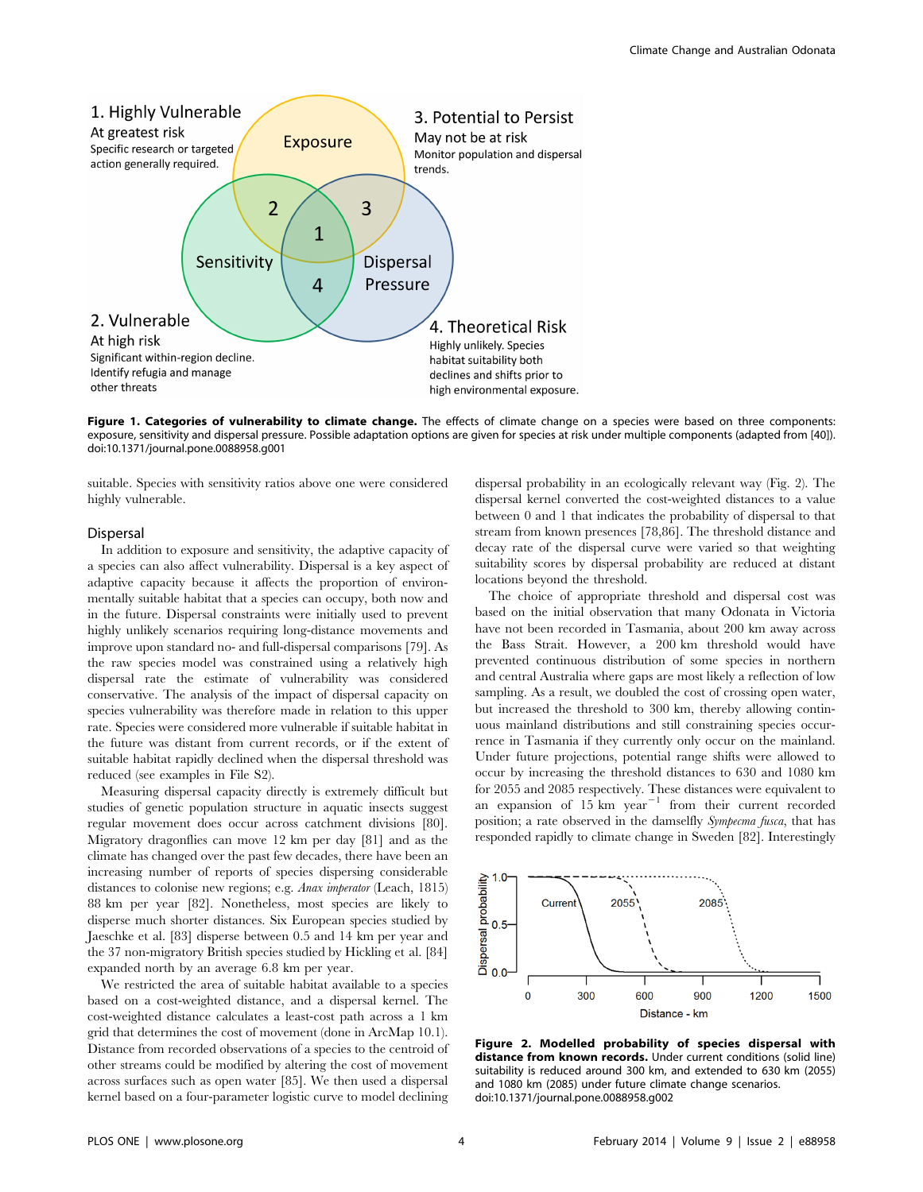**Figure 1. Categories of vulnerability to climate change.** The effects of climate change on a species were based on three components: exposure, sensitivity and dispersal pressure. Possible adaptation options are given for species at risk under multiple components (adapted from [40]). doi:10.1371/journal.pone.0088958.g001

suitable. Species with sensitivity ratios above one were considered highly vulnerable.

### Dispersal

In addition to exposure and sensitivity, the adaptive capacity of a species can also affect vulnerability. Dispersal is a key aspect of adaptive capacity because it affects the proportion of environmentally suitable habitat that a species can occupy, both now and in the future. Dispersal constraints were initially used to prevent highly unlikely scenarios requiring long-distance movements and improve upon standard no- and full-dispersal comparisons [79]. As the raw species model was constrained using a relatively high dispersal rate the estimate of vulnerability was considered conservative. The analysis of the impact of dispersal capacity on species vulnerability was therefore made in relation to this upper rate. Species were considered more vulnerable if suitable habitat in the future was distant from current records, or if the extent of suitable habitat rapidly declined when the dispersal threshold was reduced (see examples in File S2).

Measuring dispersal capacity directly is extremely difficult but studies of genetic population structure in aquatic insects suggest regular movement does occur across catchment divisions [80]. Migratory dragonflies can move 12 km per day [81] and as the climate has changed over the past few decades, there have been an increasing number of reports of species dispersing considerable distances to colonise new regions; e.g. *Anax imperator* (Leach, 1815) 88 km per year [82]. Nonetheless, most species are likely to disperse much shorter distances. Six European species studied by Jaeschke et al. [83] disperse between 0.5 and 14 km per year and the 37 non-migratory British species studied by Hickling et al. [84] expanded north by an average 6.8 km per year.

We restricted the area of suitable habitat available to a species based on a cost-weighted distance, and a dispersal kernel. The cost-weighted distance calculates a least-cost path across a 1 km grid that determines the cost of movement (done in ArcMap 10.1). Distance from recorded observations of a species to the centroid of other streams could be modified by altering the cost of movement across surfaces such as open water [85]. We then used a dispersal kernel based on a four-parameter logistic curve to model declining dispersal probability in an ecologically relevant way (Fig. 2). The dispersal kernel converted the cost-weighted distances to a value between 0 and 1 that indicates the probability of dispersal to that stream from known presences [78,86]. The threshold distance and decay rate of the dispersal curve were varied so that weighting suitability scores by dispersal probability are reduced at distant locations beyond the threshold.

The choice of appropriate threshold and dispersal cost was based on the initial observation that many Odonata in Victoria have not been recorded in Tasmania, about 200 km away across the Bass Strait. However, a 200 km threshold would have prevented continuous distribution of some species in northern and central Australia where gaps are most likely a reflection of low sampling. As a result, we doubled the cost of crossing open water, but increased the threshold to 300 km, thereby allowing continuous mainland distributions and still constraining species occurrence in Tasmania if they currently only occur on the mainland. Under future projections, potential range shifts were allowed to occur by increasing the threshold distances to 630 and 1080 km for 2055 and 2085 respectively. These distances were equivalent to an expansion of 15 km year$^{-1}$ from their current recorded position; a rate observed in the damselfly *Sympecma fusca*, that has responded rapidly to climate change in Sweden [82]. Interestingly

**Figure 2. Modelled probability of species dispersal with distance from known records.** Under current conditions (solid line) suitability is reduced around 300 km, and extended to 630 km (2055) and 1080 km (2085) under future climate change scenarios. doi:10.1371/journal.pone.0088958.g002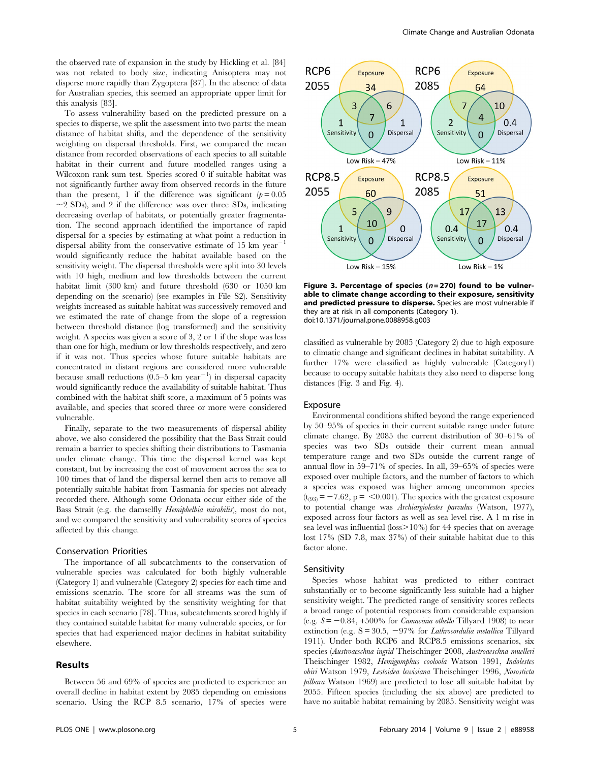the observed rate of expansion in the study by Hickling et al. [84] was not related to body size, indicating Anisoptera may not disperse more rapidly than Zygoptera [87]. In the absence of data for Australian species, this seemed an appropriate upper limit for this analysis [83].

To assess vulnerability based on the predicted pressure on a species to disperse, we split the assessment into two parts: the mean distance of habitat shifts, and the dependence of the sensitivity weighting on dispersal thresholds. First, we compared the mean distance from recorded observations of each species to all suitable habitat in their current and future modelled ranges using a Wilcoxon rank sum test. Species scored 0 if suitable habitat was not significantly further away from observed records in the future than the present, 1 if the difference was significant ($p = 0.05$ ~2 SDs), and 2 if the difference was over three SDs, indicating decreasing overlap of habitats, or potentially greater fragmentation. The second approach identified the importance of rapid dispersal for a species by estimating at what point a reduction in dispersal ability from the conservative estimate of 15 km year$^{-1}$ would significantly reduce the habitat available based on the sensitivity weight. The dispersal thresholds were split into 30 levels with 10 high, medium and low thresholds between the current habitat limit (300 km) and future threshold (630 or 1050 km depending on the scenario) (see examples in File S2). Sensitivity weights increased as suitable habitat was successively removed and we estimated the rate of change from the slope of a regression between threshold distance (log transformed) and the sensitivity weight. A species was given a score of 3, 2 or 1 if the slope was less than one for high, medium or low thresholds respectively, and zero if it was not. Thus species whose future suitable habitats are concentrated in distant regions are considered more vulnerable because small reductions (0.5–5 km year$^{-1}$) in dispersal capacity would significantly reduce the availability of suitable habitat. Thus combined with the habitat shift score, a maximum of 5 points was available, and species that scored three or more were considered vulnerable.

Finally, separate to the two measurements of dispersal ability above, we also considered the possibility that the Bass Strait could remain a barrier to species shifting their distributions to Tasmania under climate change. This time the dispersal kernel was kept constant, but by increasing the cost of movement across the sea to 100 times that of land the dispersal kernel then acts to remove all potentially suitable habitat from Tasmania for species not already recorded there. Although some Odonata occur either side of the Bass Strait (e.g. the damselfly *Hemiphelbia mirabilis*), most do not, and we compared the sensitivity and vulnerability scores of species affected by this change.

### Conservation Priorities

The importance of all subcatchments to the conservation of vulnerable species was calculated for both highly vulnerable (Category 1) and vulnerable (Category 2) species for each time and emissions scenario. The score for all streams was the sum of habitat suitability weighted by the sensitivity weighting for that species in each scenario [78]. Thus, subcatchments scored highly if they contained suitable habitat for many vulnerable species, or for species that had experienced major declines in habitat suitability elsewhere.

## Results

Between 56 and 69% of species are predicted to experience an overall decline in habitat extent by 2085 depending on emissions scenario. Using the RCP 8.5 scenario, 17% of species were classified as vulnerable by 2085 (Category 2) due to high exposure to climatic change and significant declines in habitat suitability. A further 17% were classified as highly vulnerable (Category1) because to occupy suitable habitats they also need to disperse long distances (Fig. 3 and Fig. 4).

**Figure 3. Percentage of species ($n = 270$) found to be vulnerable to climate change according to their exposure, sensitivity and predicted pressure to disperse.** Species are most vulnerable if they are at risk in all components (Category 1).
doi:10.1371/journal.pone.0088958.g003

### Exposure

Environmental conditions shifted beyond the range experienced by 50–95% of species in their current suitable range under future climate change. By 2085 the current distribution of 30–61% of species was two SDs outside their current mean annual temperature range and two SDs outside the current range of annual flow in 59–71% of species. In all, 39–65% of species were exposed over multiple factors, and the number of factors to which a species was exposed was higher among uncommon species ($t_{(93)} = -7.62$, $p = <0.001$). The species with the greatest exposure to potential change was *Archiargiolestes parvulus* (Watson, 1977), exposed across four factors as well as sea level rise. A 1 m rise in sea level was influential (loss>10%) for 44 species that on average lost 17% (SD 7.8, max 37%) of their suitable habitat due to this factor alone.

### Sensitivity

Species whose habitat was predicted to either contract substantially or to become significantly less suitable had a higher sensitivity weight. The predicted range of sensitivity scores reflects a broad range of potential responses from considerable expansion (e.g. $S = -0.84$, +500% for *Camacinia othello* Tillyard 1908) to near extinction (e.g. $S = 30.5$, −97% for *Lathrocordulia metallica* Tillyard 1911). Under both RCP6 and RCP8.5 emissions scenarios, six species (*Austroaeschna ingrid* Theischinger 2008, *Austroaeschna muelleri* Theischinger 1982, *Hemigomphus cooloola* Watson 1991, *Indolestes obiri* Watson 1979, *Lestoidea lewisiana* Theischinger 1996, *Nososticta pilbara* Watson 1969) are predicted to lose all suitable habitat by 2055. Fifteen species (including the six above) are predicted to have no suitable habitat remaining by 2085. Sensitivity weight was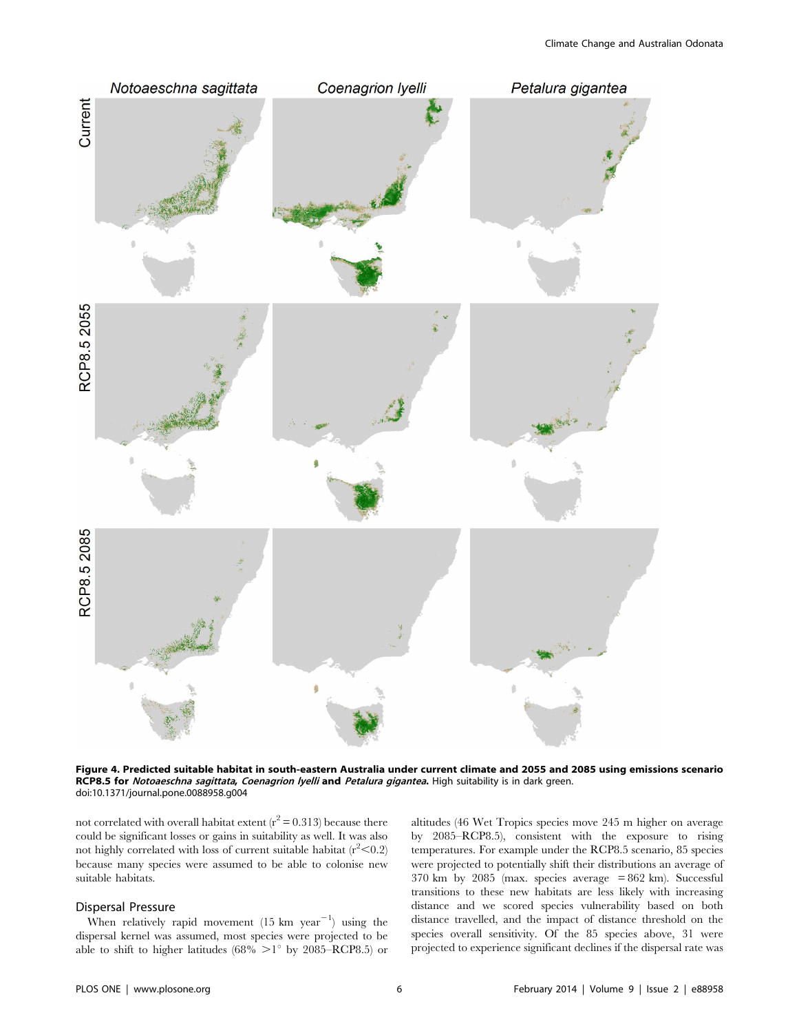**Figure 4. Predicted suitable habitat in south-eastern Australia under current climate and 2055 and 2085 using emissions scenario RCP8.5 for *Notoaeschna sagittata, Coenagrion lyelli* and *Petalura gigantea*.** High suitability is in dark green.
doi:10.1371/journal.pone.0088958.g004

not correlated with overall habitat extent ($r^2 = 0.313$) because there could be significant losses or gains in suitability as well. It was also not highly correlated with loss of current suitable habitat ($r^2 < 0.2$) because many species were assumed to be able to colonise new suitable habitats.

## Dispersal Pressure

When relatively rapid movement (15 km year$^{-1}$) using the dispersal kernel was assumed, most species were projected to be able to shift to higher latitudes (68% $>1^\circ$ by 2085–RCP8.5) or altitudes (46 Wet Tropics species move 245 m higher on average by 2085–RCP8.5), consistent with the exposure to rising temperatures. For example under the RCP8.5 scenario, 85 species were projected to potentially shift their distributions an average of 370 km by 2085 (max. species average = 862 km). Successful transitions to these new habitats are less likely with increasing distance and we scored species vulnerability based on both the distance travelled, and the impact of distance threshold on the species overall sensitivity. Of the 85 species above, 31 were projected to experience significant declines if the dispersal rate was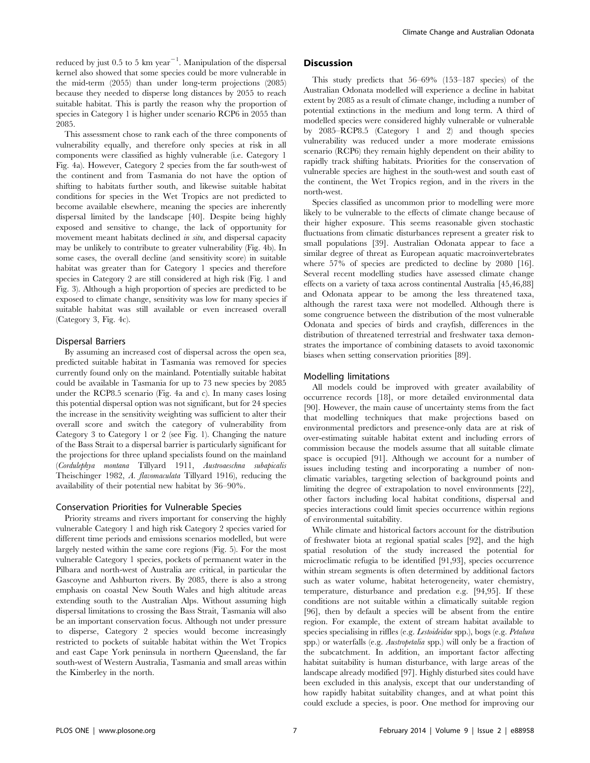reduced by just 0.5 to 5 km year$^{-1}$. Manipulation of the dispersal kernel also showed that some species could be more vulnerable in the mid-term (2055) than under long-term projections (2085) because they needed to disperse long distances by 2055 to reach suitable habitat. This is partly the reason why the proportion of species in Category 1 is higher under scenario RCP6 in 2055 than 2085.

This assessment chose to rank each of the three components of vulnerability equally, and therefore only species at risk in all components were classified as highly vulnerable (i.e. Category 1 Fig. 4a). However, Category 2 species from the far south-west of the continent and from Tasmania do not have the option of shifting to habitats further south, and likewise suitable habitat conditions for species in the Wet Tropics are not predicted to become available elsewhere, meaning the species are inherently dispersal limited by the landscape [40]. Despite being highly exposed and sensitive to change, the lack of opportunity for movement meant habitats declined *in situ*, and dispersal capacity may be unlikely to contribute to greater vulnerability (Fig. 4b). In some cases, the overall decline (and sensitivity score) in suitable habitat was greater than for Category 1 species and therefore species in Category 2 are still considered at high risk (Fig. 1 and Fig. 3). Although a high proportion of species are predicted to be exposed to climate change, sensitivity was low for many species if suitable habitat was still available or even increased overall (Category 3, Fig. 4c).

### Dispersal Barriers

By assuming an increased cost of dispersal across the open sea, predicted suitable habitat in Tasmania was removed for species currently found only on the mainland. Potentially suitable habitat could be available in Tasmania for up to 73 new species by 2085 under the RCP8.5 scenario (Fig. 4a and c). In many cases losing this potential dispersal option was not significant, but for 24 species the increase in the sensitivity weighting was sufficient to alter their overall score and switch the category of vulnerability from Category 3 to Category 1 or 2 (see Fig. 1). Changing the nature of the Bass Strait to a dispersal barrier is particularly significant for the projections for three upland specialists found on the mainland (*Cordulephya montana* Tillyard 1911, *Austroaeschna subapicalis* Theischinger 1982, *A. flavomaculata* Tillyard 1916), reducing the availability of their potential new habitat by 36–90%.

### Conservation Priorities for Vulnerable Species

Priority streams and rivers important for conserving the highly vulnerable Category 1 and high risk Category 2 species varied for different time periods and emissions scenarios modelled, but were largely nested within the same core regions (Fig. 5). For the most vulnerable Category 1 species, pockets of permanent water in the Pilbara and north-west of Australia are critical, in particular the Gascoyne and Ashburton rivers. By 2085, there is also a strong emphasis on coastal New South Wales and high altitude areas extending south to the Australian Alps. Without assuming high dispersal limitations to crossing the Bass Strait, Tasmania will also be an important conservation focus. Although not under pressure to disperse, Category 2 species would become increasingly restricted to pockets of suitable habitat within the Wet Tropics and east Cape York peninsula in northern Queensland, the far south-west of Western Australia, Tasmania and small areas within the Kimberley in the north.

## Discussion

This study predicts that 56–69% (153–187 species) of the Australian Odonata modelled will experience a decline in habitat extent by 2085 as a result of climate change, including a number of potential extinctions in the medium and long term. A third of modelled species were considered highly vulnerable or vulnerable by 2085–RCP8.5 (Category 1 and 2) and though species vulnerability was reduced under a more moderate emissions scenario (RCP6) they remain highly dependent on their ability to rapidly track shifting habitats. Priorities for the conservation of vulnerable species are highest in the south-west and south east of the continent, the Wet Tropics region, and in the rivers in the north-west.

Species classified as uncommon prior to modelling were more likely to be vulnerable to the effects of climate change because of their higher exposure. This seems reasonable given stochastic fluctuations from climatic disturbances represent a greater risk to small populations [39]. Australian Odonata appear to face a similar degree of threat as European aquatic macroinvertebrates where 57% of species are predicted to decline by 2080 [16]. Several recent modelling studies have assessed climate change effects on a variety of taxa across continental Australia [45,46,88] and Odonata appear to be among the less threatened taxa, although the rarest taxa were not modelled. Although there is some congruence between the distribution of the most vulnerable Odonata and species of birds and crayfish, differences in the distribution of threatened terrestrial and freshwater taxa demonstrates the importance of combining datasets to avoid taxonomic biases when setting conservation priorities [89].

### Modelling limitations

All models could be improved with greater availability of occurrence records [18], or more detailed environmental data [90]. However, the main cause of uncertainty stems from the fact that modelling techniques that make projections based on environmental predictors and presence-only data are at risk of over-estimating suitable habitat extent and including errors of commission because the models assume that all suitable climate space is occupied [91]. Although we account for a number of issues including testing and incorporating a number of non-climatic variables, targeting selection of background points and limiting the degree of extrapolation to novel environments [22], other factors including local habitat conditions, dispersal and species interactions could limit species occurrence within regions of environmental suitability.

While climate and historical factors account for the distribution of freshwater biota at regional spatial scales [92], and the high spatial resolution of the study increased the potential for microclimatic refugia to be identified [91,93], species occurrence within stream segments is often determined by additional factors such as water volume, habitat heterogeneity, water chemistry, temperature, disturbance and predation e.g. [94,95]. If these conditions are not suitable within a climatically suitable region [96], then by default a species will be absent from the entire region. For example, the extent of stream habitat available to species specialising in riffles (e.g. *Lestoideidae* spp.), bogs (e.g. *Petalura* spp.) or waterfalls (e.g. *Austropetalia* spp.) will only be a fraction of the subcatchment. In addition, an important factor affecting habitat suitability is human disturbance, with large areas of the landscape already modified [97]. Highly disturbed sites could have been excluded in this analysis, except that our understanding of how rapidly habitat suitability changes, and at what point this could exclude a species, is poor. One method for improving our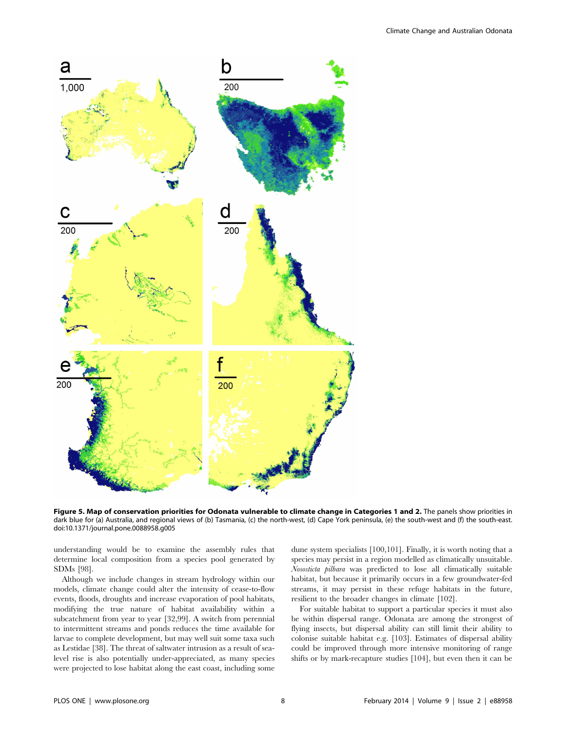**Figure 5. Map of conservation priorities for Odonata vulnerable to climate change in Categories 1 and 2.** The panels show priorities in dark blue for (a) Australia, and regional views of (b) Tasmania, (c) the north-west, (d) Cape York peninsula, (e) the south-west and (f) the south-east. doi:10.1371/journal.pone.0088958.g005

understanding would be to examine the assembly rules that determine local composition from a species pool generated by SDMs [98].

Although we include changes in stream hydrology within our models, climate change could alter the intensity of cease-to-flow events, floods, droughts and increase evaporation of pool habitats, modifying the true nature of habitat availability within a subcatchment from year to year [32,99]. A switch from perennial to intermittent streams and ponds reduces the time available for larvae to complete development, but may well suit some taxa such as Lestidae [38]. The threat of saltwater intrusion as a result of sea-level rise is also potentially under-appreciated, as many species were projected to lose habitat along the east coast, including some dune system specialists [100,101]. Finally, it is worth noting that a species may persist in a region modelled as climatically unsuitable. *Nososticta pilbara* was predicted to lose all climatically suitable habitat, but because it primarily occurs in a few groundwater-fed streams, it may persist in these refuge habitats in the future, resilient to the broader changes in climate [102].

For suitable habitat to support a particular species it must also be within dispersal range. Odonata are among the strongest of flying insects, but dispersal ability can still limit their ability to colonise suitable habitat e.g. [103]. Estimates of dispersal ability could be improved through more intensive monitoring of range shifts or by mark-recapture studies [104], but even then it can be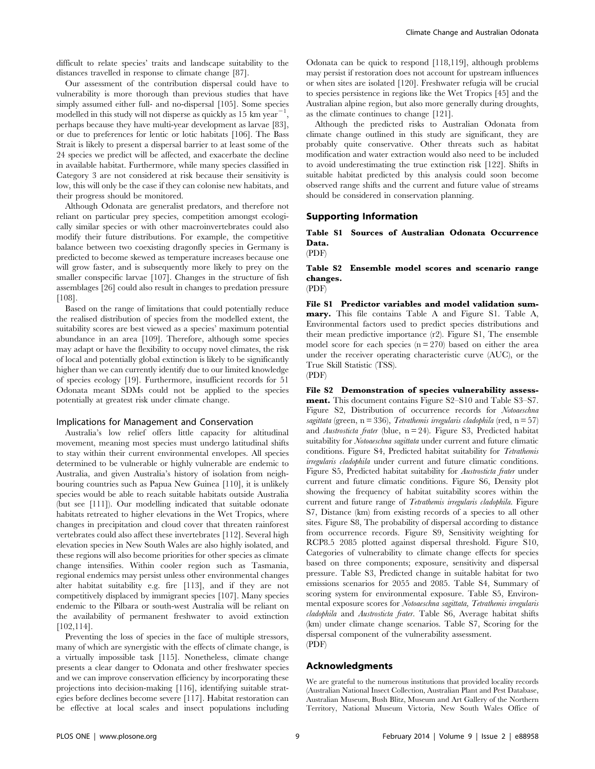difficult to relate species' traits and landscape suitability to the distances travelled in response to climate change [87].

Our assessment of the contribution dispersal could have to vulnerability is more thorough than previous studies that have simply assumed either full- and no-dispersal [105]. Some species modelled in this study will not disperse as quickly as 15 km $year^{-1}$, perhaps because they have multi-year development as larvae [83], or due to preferences for lentic or lotic habitats [106]. The Bass Strait is likely to present a dispersal barrier to at least some of the 24 species we predict will be affected, and exacerbate the decline in available habitat. Furthermore, while many species classified in Category 3 are not considered at risk because their sensitivity is low, this will only be the case if they can colonise new habitats, and their progress should be monitored.

Although Odonata are generalist predators, and therefore not reliant on particular prey species, competition amongst ecologically similar species or with other macroinvertebrates could also modify their future distributions. For example, the competitive balance between two coexisting dragonfly species in Germany is predicted to become skewed as temperature increases because one will grow faster, and is subsequently more likely to prey on the smaller conspecific larvae [107]. Changes in the structure of fish assemblages [26] could also result in changes to predation pressure [108].

Based on the range of limitations that could potentially reduce the realised distribution of species from the modelled extent, the suitability scores are best viewed as a species' maximum potential abundance in an area [109]. Therefore, although some species may adapt or have the flexibility to occupy novel climates, the risk of local and potentially global extinction is likely to be significantly higher than we can currently identify due to our limited knowledge of species ecology [19]. Furthermore, insufficient records for 51 Odonata meant SDMs could not be applied to the species potentially at greatest risk under climate change.

### Implications for Management and Conservation

Australia's low relief offers little capacity for altitudinal movement, meaning most species must undergo latitudinal shifts to stay within their current environmental envelopes. All species determined to be vulnerable or highly vulnerable are endemic to Australia, and given Australia's history of isolation from neighbouring countries such as Papua New Guinea [110], it is unlikely species would be able to reach suitable habitats outside Australia (but see [111]). Our modelling indicated that suitable odonate habitats retreated to higher elevations in the Wet Tropics, where changes in precipitation and cloud cover that threaten rainforest vertebrates could also affect these invertebrates [112]. Several high elevation species in New South Wales are also highly isolated, and these regions will also become priorities for other species as climate change intensifies. Within cooler region such as Tasmania, regional endemics may persist unless other environmental changes alter habitat suitability e.g. fire [113], and if they are not competitively displaced by immigrant species [107]. Many species endemic to the Pilbara or south-west Australia will be reliant on the availability of permanent freshwater to avoid extinction [102,114].

Preventing the loss of species in the face of multiple stressors, many of which are synergistic with the effects of climate change, is a virtually impossible task [115]. Nonetheless, climate change presents a clear danger to Odonata and other freshwater species and we can improve conservation efficiency by incorporating these projections into decision-making [116], identifying suitable strategies before declines become severe [117]. Habitat restoration can be effective at local scales and insect populations including Odonata can be quick to respond [118,119], although problems may persist if restoration does not account for upstream influences or when sites are isolated [120]. Freshwater refugia will be crucial to species persistence in regions like the Wet Tropics [45] and the Australian alpine region, but also more generally during droughts, as the climate continues to change [121].

Although the predicted risks to Australian Odonata from climate change outlined in this study are significant, they are probably quite conservative. Other threats such as habitat modification and water extraction would also need to be included to avoid underestimating the true extinction risk [122]. Shifts in suitable habitat predicted by this analysis could soon become observed range shifts and the current and future value of streams should be considered in conservation planning.

## Supporting Information

**Table S1 Sources of Australian Odonata Occurrence Data.**
(PDF)

**Table S2 Ensemble model scores and scenario range changes.**
(PDF)

**File S1 Predictor variables and model validation summary.** This file contains Table A and Figure S1. Table A, Environmental factors used to predict species distributions and their mean predictive importance (r2). Figure S1, The ensemble model score for each species (n = 270) based on either the area under the receiver operating characteristic curve (AUC), or the True Skill Statistic (TSS).
(PDF)

**File S2 Demonstration of species vulnerability assessment.** This document contains Figure S2–S10 and Table S3–S7. Figure S2, Distribution of occurrence records for *Notoaeschna sagittata* (green, n = 336), *Tetrathemis irregularis cladophila* (red, n = 57) and *Austrosticta frater* (blue, n = 24). Figure S3, Predicted habitat suitability for *Notoaeschna sagittata* under current and future climatic conditions. Figure S4, Predicted habitat suitability for *Tetrathemis irregularis cladophila* under current and future climatic conditions. Figure S5, Predicted habitat suitability for *Austrosticta frater* under current and future climatic conditions. Figure S6, Density plot showing the frequency of habitat suitability scores within the current and future range of *Tetrathemis irregularis cladophila*. Figure S7, Distance (km) from existing records of a species to all other sites. Figure S8, The probability of dispersal according to distance from occurrence records. Figure S9, Sensitivity weighting for RCP8.5 2085 plotted against dispersal threshold. Figure S10, Categories of vulnerability to climate change effects for species based on three components; exposure, sensitivity and dispersal pressure. Table S3, Predicted change in suitable habitat for two emissions scenarios for 2055 and 2085. Table S4, Summary of scoring system for environmental exposure. Table S5, Environmental exposure scores for *Notoaeschna sagittata, Tetrathemis irregularis cladophila* and *Austrosticta frater*. Table S6, Average habitat shifts (km) under climate change scenarios. Table S7, Scoring for the dispersal component of the vulnerability assessment.
(PDF)

## Acknowledgments

We are grateful to the numerous institutions that provided locality records (Australian National Insect Collection, Australian Plant and Pest Database, Australian Museum, Bush Blitz, Museum and Art Gallery of the Northern Territory, National Museum Victoria, New South Wales Office of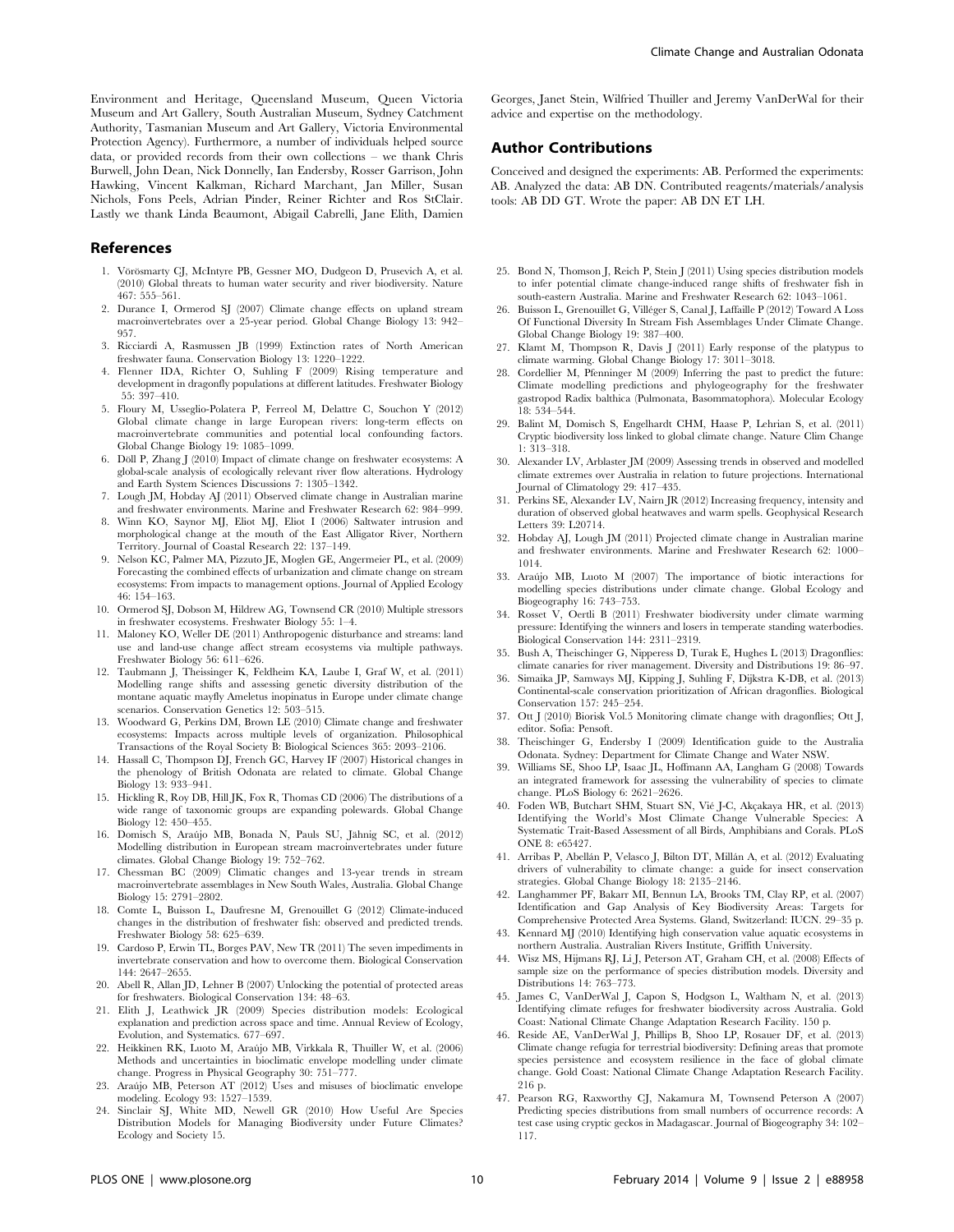Environment and Heritage, Queensland Museum, Queen Victoria Museum and Art Gallery, South Australian Museum, Sydney Catchment Authority, Tasmanian Museum and Art Gallery, Victoria Environmental Protection Agency). Furthermore, a number of individuals helped source data, or provided records from their own collections – we thank Chris Burwell, John Dean, Nick Donnelly, Ian Endersby, Rosser Garrison, John Hawking, Vincent Kalkman, Richard Marchant, Jan Miller, Susan Nichols, Fons Peels, Adrian Pinder, Reiner Richter and Ros StClair. Lastly we thank Linda Beaumont, Abigail Cabrelli, Jane Elith, Damien Georges, Janet Stein, Wilfried Thuiller and Jeremy VanDerWal for their advice and expertise on the methodology.

## Author Contributions

Conceived and designed the experiments: AB. Performed the experiments: AB. Analyzed the data: AB DN. Contributed reagents/materials/analysis tools: AB DD GT. Wrote the paper: AB DN ET LH.

## References

1. Vörösmarty CJ, McIntyre PB, Gessner MO, Dudgeon D, Prusevich A, et al. (2010) Global threats to human water security and river biodiversity. Nature 467: 555–561.
2. Durance I, Ormerod SJ (2007) Climate change effects on upland stream macroinvertebrates over a 25-year period. Global Change Biology 13: 942–957.
3. Ricciardi A, Rasmussen JB (1999) Extinction rates of North American freshwater fauna. Conservation Biology 13: 1220–1222.
4. Flenner IDA, Richter O, Suhling F (2009) Rising temperature and development in dragonfly populations at different latitudes. Freshwater Biology 55: 397–410.
5. Floury M, Usseglio-Polatera P, Ferreol M, Delattre C, Souchon Y (2012) Global climate change in large European rivers: long-term effects on macroinvertebrate communities and potential local confounding factors. Global Change Biology 19: 1085–1099.
6. Döll P, Zhang J (2010) Impact of climate change on freshwater ecosystems: A global-scale analysis of ecologically relevant river flow alterations. Hydrology and Earth System Sciences Discussions 7: 1305–1342.
7. Lough JM, Hobday AJ (2011) Observed climate change in Australian marine and freshwater environments. Marine and Freshwater Research 62: 984–999.
8. Winn KO, Saynor MJ, Eliot MJ, Eliot I (2006) Saltwater intrusion and morphological change at the mouth of the East Alligator River, Northern Territory. Journal of Coastal Research 22: 137–149.
9. Nelson KC, Palmer MA, Pizzuto JE, Moglen GE, Angermeier PL, et al. (2009) Forecasting the combined effects of urbanization and climate change on stream ecosystems: From impacts to management options. Journal of Applied Ecology 46: 154–163.
10. Ormerod SJ, Dobson M, Hildrew AG, Townsend CR (2010) Multiple stressors in freshwater ecosystems. Freshwater Biology 55: 1–4.
11. Maloney KO, Weller DE (2011) Anthropogenic disturbance and streams: land use and land-use change affect stream ecosystems via multiple pathways. Freshwater Biology 56: 611–626.
12. Taubmann J, Theissinger K, Feldheim KA, Laube I, Graf W, et al. (2011) Modelling range shifts and assessing genetic diversity distribution of the montane aquatic mayfly Ameletus inopinatus in Europe under climate change scenarios. Conservation Genetics 12: 503–515.
13. Woodward G, Perkins DM, Brown LE (2010) Climate change and freshwater ecosystems: Impacts across multiple levels of organization. Philosophical Transactions of the Royal Society B: Biological Sciences 365: 2093–2106.
14. Hassall C, Thompson DJ, French GC, Harvey IF (2007) Historical changes in the phenology of British Odonata are related to climate. Global Change Biology 13: 933–941.
15. Hickling R, Roy DB, Hill JK, Fox R, Thomas CD (2006) The distributions of a wide range of taxonomic groups are expanding polewards. Global Change Biology 12: 450–455.
16. Domisch S, Araújo MB, Bonada N, Pauls SU, Jähnig SC, et al. (2012) Modelling distribution in European stream macroinvertebrates under future climates. Global Change Biology 19: 752–762.
17. Chessman BC (2009) Climatic changes and 13-year trends in stream macroinvertebrate assemblages in New South Wales, Australia. Global Change Biology 15: 2791–2802.
18. Comte L, Buisson L, Daufresne M, Grenouillet G (2012) Climate-induced changes in the distribution of freshwater fish: observed and predicted trends. Freshwater Biology 58: 625–639.
19. Cardoso P, Erwin TL, Borges PAV, New TR (2011) The seven impediments in invertebrate conservation and how to overcome them. Biological Conservation 144: 2647–2655.
20. Abell R, Allan JD, Lehner B (2007) Unlocking the potential of protected areas for freshwaters. Biological Conservation 134: 48–63.
21. Elith J, Leathwick JR (2009) Species distribution models: Ecological explanation and prediction across space and time. Annual Review of Ecology, Evolution, and Systematics. 677–697.
22. Heikkinen RK, Luoto M, Araújo MB, Virkkala R, Thuiller W, et al. (2006) Methods and uncertainties in bioclimatic envelope modelling under climate change. Progress in Physical Geography 30: 751–777.
23. Araújo MB, Peterson AT (2012) Uses and misuses of bioclimatic envelope modeling. Ecology 93: 1527–1539.
24. Sinclair SJ, White MD, Newell GR (2010) How Useful Are Species Distribution Models for Managing Biodiversity under Future Climates? Ecology and Society 15.
25. Bond N, Thomson J, Reich P, Stein J (2011) Using species distribution models to infer potential climate change-induced range shifts of freshwater fish in south-eastern Australia. Marine and Freshwater Research 62: 1043–1061.
26. Buisson L, Grenouillet G, Villéger S, Canal J, Laffaille P (2012) Toward A Loss Of Functional Diversity In Stream Fish Assemblages Under Climate Change. Global Change Biology 19: 387–400.
27. Klamt M, Thompson R, Davis J (2011) Early response of the platypus to climate warming. Global Change Biology 17: 3011–3018.
28. Cordellier M, Pfenninger M (2009) Inferring the past to predict the future: Climate modelling predictions and phylogeography for the freshwater gastropod Radix balthica (Pulmonata, Basommatophora). Molecular Ecology 18: 534–544.
29. Balint M, Domisch S, Engelhardt CHM, Haase P, Lehrian S, et al. (2011) Cryptic biodiversity loss linked to global climate change. Nature Clim Change 1: 313–318.
30. Alexander LV, Arblaster JM (2009) Assessing trends in observed and modelled climate extremes over Australia in relation to future projections. International Journal of Climatology 29: 417–435.
31. Perkins SE, Alexander LV, Nairn JR (2012) Increasing frequency, intensity and duration of observed global heatwaves and warm spells. Geophysical Research Letters 39: L20714.
32. Hobday AJ, Lough JM (2011) Projected climate change in Australian marine and freshwater environments. Marine and Freshwater Research 62: 1000–1014.
33. Araújo MB, Luoto M (2007) The importance of biotic interactions for modelling species distributions under climate change. Global Ecology and Biogeography 16: 743–753.
34. Rosset V, Oertli B (2011) Freshwater biodiversity under climate warming pressure: Identifying the winners and losers in temperate standing waterbodies. Biological Conservation 144: 2311–2319.
35. Bush A, Theischinger G, Nipperess D, Turak E, Hughes L (2013) Dragonflies: climate canaries for river management. Diversity and Distributions 19: 86–97.
36. Simaika JP, Samways MJ, Kipping J, Suhling F, Dijkstra K-DB, et al. (2013) Continental-scale conservation prioritization of African dragonflies. Biological Conservation 157: 245–254.
37. Ott J (2010) Biorisk Vol.5 Monitoring climate change with dragonflies; Ott J, editor. Sofia: Pensoft.
38. Theischinger G, Endersby I (2009) Identification guide to the Australia Odonata. Sydney: Department for Climate Change and Water NSW.
39. Williams SE, Shoo LP, Isaac JL, Hoffmann AA, Langham G (2008) Towards an integrated framework for assessing the vulnerability of species to climate change. PLoS Biology 6: 2621–2626.
40. Foden WB, Butchart SHM, Stuart SN, Vié J-C, Akçakaya HR, et al. (2013) Identifying the World's Most Climate Change Vulnerable Species: A Systematic Trait-Based Assessment of all Birds, Amphibians and Corals. PLoS ONE 8: e65427.
41. Arribas P, Abellán P, Velasco J, Bilton DT, Millán A, et al. (2012) Evaluating drivers of vulnerability to climate change: a guide for insect conservation strategies. Global Change Biology 18: 2135–2146.
42. Langhammer PF, Bakarr MI, Bennun LA, Brooks TM, Clay RP, et al. (2007) Identification and Gap Analysis of Key Biodiversity Areas: Targets for Comprehensive Protected Area Systems. Gland, Switzerland: IUCN. 29–35 p.
43. Kennard MJ (2010) Identifying high conservation value aquatic ecosystems in northern Australia. Australian Rivers Institute, Griffith University.
44. Wisz MS, Hijmans RJ, Li J, Peterson AT, Graham CH, et al. (2008) Effects of sample size on the performance of species distribution models. Diversity and Distributions 14: 763–773.
45. James C, VanDerWal J, Capon S, Hodgson L, Waltham N, et al. (2013) Identifying climate refuges for freshwater biodiversity across Australia. Gold Coast: National Climate Change Adaptation Research Facility. 150 p.
46. Reside AE, VanDerWal J, Phillips B, Shoo LP, Rosauer DF, et al. (2013) Climate change refugia for terrestrial biodiversity: Defining areas that promote species persistence and ecosystem resilience in the face of global climate change. Gold Coast: National Climate Change Adaptation Research Facility. 216 p.
47. Pearson RG, Raxworthy CJ, Nakamura M, Townsend Peterson A (2007) Predicting species distributions from small numbers of occurrence records: A test case using cryptic geckos in Madagascar. Journal of Biogeography 34: 102–117.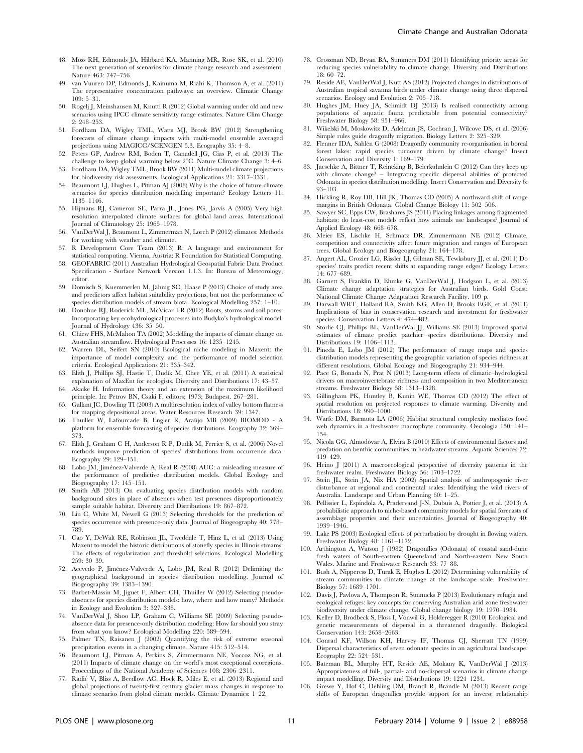48. Moss RH, Edmonds JA, Hibbard KA, Manning MR, Rose SK, et al. (2010) The next generation of scenarios for climate change research and assessment. Nature 463: 747–756.
49. van Vuuren DP, Edmonds J, Kainuma M, Riahi K, Thomson A, et al. (2011) The representative concentration pathways: an overview. Climatic Change 109: 5–31.
50. Rogelj J, Meinshausen M, Knutti R (2012) Global warming under old and new scenarios using IPCC climate sensitivity range estimates. Nature Clim Change 2: 248–253.
51. Fordham DA, Wigley TML, Watts MJ, Brook BW (2012) Strengthening forecasts of climate change impacts with multi-model ensemble averaged projections using MAGICC/SCENGEN 5.3. Ecography 35: 4–8.
52. Peters GP, Andrew RM, Boden T, Canadell JG, Cias P, et al. (2013) The challenge to keep global warming below 2°C. Nature Climate Change 3: 4–6.
53. Fordham DA, Wigley TML, Brook BW (2011) Multi-model climate projections for biodiversity risk assessments. Ecological Applications 21: 3317–3331.
54. Beaumont LJ, Hughes L, Pitman AJ (2008) Why is the choice of future climate scenarios for species distribution modelling important? Ecology Letters 11: 1135–1146.
55. Hijmans RJ, Cameron SE, Parra JL, Jones PG, Jarvis A (2005) Very high resolution interpolated climate surfaces for global land areas. International Journal of Climatology 25: 1965–1978.
56. VanDerWal J, Beaumont L, Zimmerman N, Lorch P (2012) climates: Methods for working with weather and climate.
57. R Development Core Team (2013) R: A language and environment for statistical computing. Vienna, Austria: R Foundation for Statistical Computing.
58. GEOFABRIC (2011) Australian Hydrological Geospatial Fabric Data Product Specification - Surface Network Version 1.1.3. In: Bureau of Meteorology, editor.
59. Domisch S, Kuemmerlen M, Jähnig SC, Haase P (2013) Choice of study area and predictors affect habitat suitability projections, but not the performance of species distribution models of stream biota. Ecological Modelling 257: 1–10.
60. Donohue RJ, Roderick ML, McVicar TR (2012) Roots, storms and soil pores: Incorporating key ecohydrological processes into Budyko's hydrological model. Journal of Hydrology 436: 35–50.
61. Chiew FHS, McMahon TA (2002) Modelling the impacts of climate change on Australian streamflow. Hydrological Processes 16: 1235–1245.
62. Warren DL, Seifert SN (2010) Ecological niche modeling in Maxent: the importance of model complexity and the performance of model selection criteria. Ecological Applications 21: 335–342.
63. Elith J, Phillips SJ, Hastie T, Dudik M, Chee YE, et al. (2011) A statistical explanation of MaxEnt for ecologists. Diversity and Distributions 17: 43–57.
64. Akaike H. Information theory and an extension of the maximum likelihood principle. In: Petrov BN, Csaki F, editors; 1973; Budapest. 267–281.
65. Gallant JC, Dowling TI (2003) A multiresolution index of valley bottom flatness for mapping depositional areas. Water Resources Research 39: 1347.
66. Thuiller W, Lafourcade B, Engler R, Araújo MB (2009) BIOMOD - A platform for ensemble forecasting of species distributions. Ecography 32: 369–373.
67. Elith J, Graham C H, Anderson R P, Dudik M, Ferrier S, et al. (2006) Novel methods improve prediction of species' distributions from occurrence data. Ecography 29: 129–151.
68. Lobo JM, Jiménez-Valverde A, Real R (2008) AUC: a misleading measure of the performance of predictive distribution models. Global Ecology and Biogeography 17: 145–151.
69. Smith AB (2013) On evaluating species distribution models with random background sites in place of absences when test presences disproportionately sample suitable habitat. Diversity and Distributions 19: 867–872.
70. Liu C, White M, Newell G (2013) Selecting thresholds for the prediction of species occurrence with presence-only data. Journal of Biogeography 40: 778–789.
71. Cao Y, DeWalt RE, Robinson JL, Tweddale T, Hinz L, et al. (2013) Using Maxent to model the historic distributions of stonefly species in Illinois streams: The effects of regularization and threshold selections. Ecological Modelling 259: 30–39.
72. Acevedo P, Jiménez-Valverde A, Lobo JM, Real R (2012) Delimiting the geographical background in species distribution modelling. Journal of Biogeography 39: 1383–1390.
73. Barbet-Massin M, Jiguet F, Albert CH, Thuiller W (2012) Selecting pseudo-absences for species distribution models: how, where and how many? Methods in Ecology and Evolution 3: 327–338.
74. VanDerWal J, Shoo LP, Graham C, Williams SE (2009) Selecting pseudo-absence data for presence-only distribution modeling: How far should you stray from what you know? Ecological Modelling 220: 589–594.
75. Palmer TN, Raisanen J (2002) Quantifying the risk of extreme seasonal precipitation events in a changing climate. Nature 415: 512–514.
76. Beaumont LJ, Pitman A, Perkins S, Zimmermann NE, Yoccoz NG, et al. (2011) Impacts of climate change on the world's most exceptional ecoregions. Proceedings of the National Academy of Sciences 108: 2306–2311.
77. Radić V, Bliss A, Beedlow AC, Hock R, Miles E, et al. (2013) Regional and global projections of twenty-first century glacier mass changes in response to climate scenarios from global climate models. Climate Dynamics: 1–22.
78. Crossman ND, Bryan BA, Summers DM (2011) Identifying priority areas for reducing species vulnerability to climate change. Diversity and Distributions 18: 60–72.
79. Reside AE, VanDerWal J, Kutt AS (2012) Projected changes in distributions of Australian tropical savanna birds under climate change using three dispersal scenarios. Ecology and Evolution 2: 705–718.
80. Hughes JM, Huey JA, Schmidt DJ (2013) Is realised connectivity among populations of aquatic fauna predictable from potential connectivity? Freshwater Biology 58: 951–966.
81. Wikelski M, Moskowitz D, Adelman JS, Cochran J, Wilcove DS, et al. (2006) Simple rules guide dragonfly migration. Biology Letters 2: 325–329.
82. Flenner IDA, Sahlén G (2008) Dragonfly community re-organisation in boreal forest lakes: rapid species turnover driven by climate change? Insect Conservation and Diversity 1: 169–179.
83. Jaeschke A, Bittner T, Reineking B, Beierkuhnlein C (2012) Can they keep up with climate change? – Integrating specific dispersal abilities of protected Odonata in species distribution modelling. Insect Conservation and Diversity 6: 93–103.
84. Hickling R, Roy DB, Hill JK, Thomas CD (2005) A northward shift of range margins in British Odonata. Global Change Biology 11: 502–506.
85. Sawyer SC, Epps CW, Brashares JS (2011) Placing linkages among fragmented habitats: do least-cost models reflect how animals use landscapes? Journal of Applied Ecology 48: 668–678.
86. Meier ES, Lischke H, Schmatz DR, Zimmermann NE (2012) Climate, competition and connectivity affect future migration and ranges of European trees. Global Ecology and Biogeography 21: 164–178.
87. Angert AL, Crozier LG, Rissler LJ, Gilman SE, Tewksbury JJ, et al. (2011) Do species' traits predict recent shifts at expanding range edges? Ecology Letters 14: 677–689.
88. Garnett S, Franklin D, Ehmke G, VanDerWal J, Hodgson L, et al. (2013) Climate change adaptation strategies for Australian birds. Gold Coast: National Climate Change Adaptation Research Facility. 109 p.
89. Darwall WRT, Holland RA, Smith KG, Allen D, Brooks EGE, et al. (2011) Implications of bias in conservation research and investment for freshwater species. Conservation Letters 4: 474–482.
90. Storlie CJ, Phillips BL, VanDerWal JJ, Williams SE (2013) Improved spatial estimates of climate predict patchier species distributions. Diversity and Distributions 19: 1106–1113.
91. Pineda E, Lobo JM (2012) The performance of range maps and species distribution models representing the geographic variation of species richness at different resolutions. Global Ecology and Biogeography 21: 934–944.
92. Pace G, Bonada N, Prat N (2013) Long-term effects of climatic–hydrological drivers on macroinvertebrate richness and composition in two Mediterranean streams. Freshwater Biology 58: 1313–1328.
93. Gillingham PK, Huntley B, Kunin WE, Thomas CD (2012) The effect of spatial resolution on projected responses to climate warming. Diversity and Distributions 18: 990–1000.
94. Warfe DM, Barmuta LA (2006) Habitat structural complexity mediates food web dynamics in a freshwater macrophyte community. Oecologia 150: 141–154.
95. Nicola GG, Almodóvar A, Elvira B (2010) Effects of environmental factors and predation on benthic communities in headwater streams. Aquatic Sciences 72: 419–429.
96. Heino J (2011) A macroecological perspective of diversity patterns in the freshwater realm. Freshwater Biology 56: 1703–1722.
97. Stein JL, Stein JA, Nix HA (2002) Spatial analysis of anthropogenic river disturbance at regional and continental scales: Identifying the wild rivers of Australia. Landscape and Urban Planning 60: 1–25.
98. Pellissier L, Espíndola A, Pradervand J-N, Dubuis A, Pottier J, et al. (2013) A probabilistic approach to niche-based community models for spatial forecasts of assemblage properties and their uncertainties. Journal of Biogeography 40: 1939–1946.
99. Lake PS (2003) Ecological effects of perturbation by drought in flowing waters. Freshwater Biology 48: 1161–1172.
100. Arthington A, Watson J (1982) Dragonflies (Odonata) of coastal sand-dune fresh waters of South-eastren Queensland and North-eastern New South Wales. Marine and Freshwater Research 33: 77–88.
101. Bush A, Nipperess D, Turak E, Hughes L (2012) Determining vulnerability of stream communities to climate change at the landscape scale. Freshwater Biology 57: 1689–1701.
102. Davis J, Pavlova A, Thompson R, Sunnucks P (2013) Evolutionary refugia and ecological refuges: key concepts for conserving Australian arid zone freshwater biodiversity under climate change. Global change biology 19: 1970–1984.
103. Keller D, Brodbeck S, Flöss I, Vonwil G, Holderegger R (2010) Ecological and genetic measurements of dispersal in a threatened dragonfly. Biological Conservation 143: 2658–2663.
104. Conrad KF, Willson KH, Harvey IF, Thomas CJ, Sherratt TN (1999) Dispersal characteristics of seven odonate species in an agricultural landscape. Ecography 22: 524–531.
105. Bateman BL, Murphy HT, Reside AE, Mokany K, VanDerWal J (2013) Appropriateness of full-, partial- and no-dispersal scenarios in climate change impact modelling. Diversity and Distributions 19: 1224–1234.
106. Grewe Y, Hof C, Dehling DM, Brandl R, Brändle M (2013) Recent range shifts of European dragonflies provide support for an inverse relationship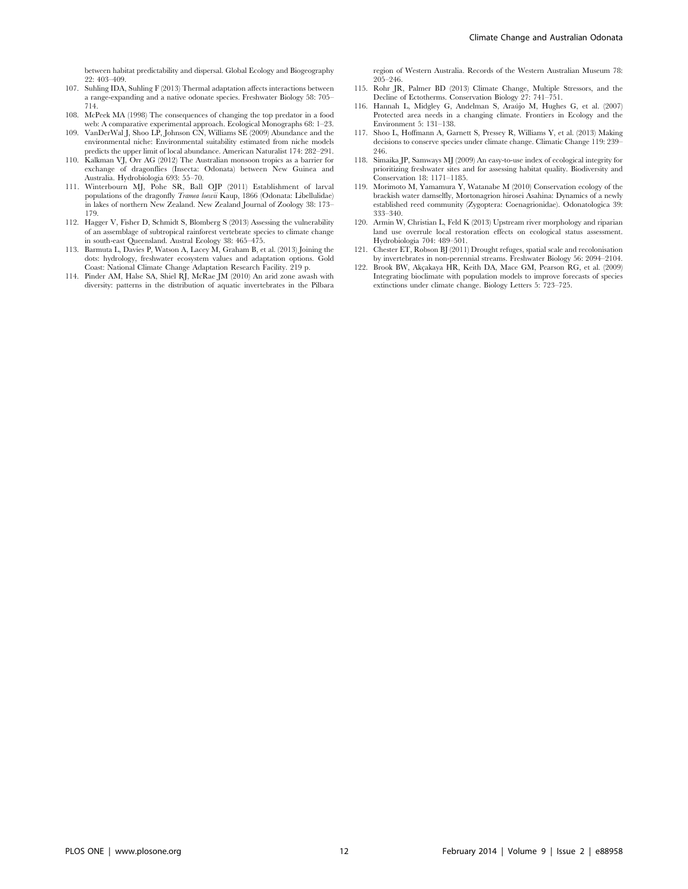between habitat predictability and dispersal. Global Ecology and Biogeography 22: 403–409.

107. Suhling IDA, Suhling F (2013) Thermal adaptation affects interactions between a range-expanding and a native odonate species. Freshwater Biology 58: 705–714.
108. McPeek MA (1998) The consequences of changing the top predator in a food web: A comparative experimental approach. Ecological Monographs 68: 1–23.
109. VanDerWal J, Shoo LP, Johnson CN, Williams SE (2009) Abundance and the environmental niche: Environmental suitability estimated from niche models predicts the upper limit of local abundance. American Naturalist 174: 282–291.
110. Kalkman VJ, Orr AG (2012) The Australian monsoon tropics as a barrier for exchange of dragonflies (Insecta: Odonata) between New Guinea and Australia. Hydrobiologia 693: 55–70.
111. Winterbourn MJ, Pohe SR, Ball OJP (2011) Establishment of larval populations of the dragonfly *Tramea loewii* Kaup, 1866 (Odonata: Libellulidae) in lakes of northern New Zealand. New Zealand Journal of Zoology 38: 173–179.
112. Hagger V, Fisher D, Schmidt S, Blomberg S (2013) Assessing the vulnerability of an assemblage of subtropical rainforest vertebrate species to climate change in south-east Queensland. Austral Ecology 38: 465–475.
113. Barmuta L, Davies P, Watson A, Lacey M, Graham B, et al. (2013) Joining the dots: hydrology, freshwater ecosystem values and adaptation options. Gold Coast: National Climate Change Adaptation Research Facility. 219 p.
114. Pinder AM, Halse SA, Shiel RJ, McRae JM (2010) An arid zone awash with diversity: patterns in the distribution of aquatic invertebrates in the Pilbara region of Western Australia. Records of the Western Australian Museum 78: 205–246.
115. Rohr JR, Palmer BD (2013) Climate Change, Multiple Stressors, and the Decline of Ectotherms. Conservation Biology 27: 741–751.
116. Hannah L, Midgley G, Andelman S, Araújo M, Hughes G, et al. (2007) Protected area needs in a changing climate. Frontiers in Ecology and the Environment 5: 131–138.
117. Shoo L, Hoffmann A, Garnett S, Pressey R, Williams Y, et al. (2013) Making decisions to conserve species under climate change. Climatic Change 119: 239–246.
118. Simaika JP, Samways MJ (2009) An easy-to-use index of ecological integrity for prioritizing freshwater sites and for assessing habitat quality. Biodiversity and Conservation 18: 1171–1185.
119. Morimoto M, Yamamura Y, Watanabe M (2010) Conservation ecology of the brackish water damselfly, Mortonagrion hirosei Asahina: Dynamics of a newly established reed community (Zygoptera: Coenagrionidae). Odonatologica 39: 333–340.
120. Armin W, Christian L, Feld K (2013) Upstream river morphology and riparian land use overrule local restoration effects on ecological status assessment. Hydrobiologia 704: 489–501.
121. Chester ET, Robson BJ (2011) Drought refuges, spatial scale and recolonisation by invertebrates in non-perennial streams. Freshwater Biology 56: 2094–2104.
122. Brook BW, Akçakaya HR, Keith DA, Mace GM, Pearson RG, et al. (2009) Integrating bioclimate with population models to improve forecasts of species extinctions under climate change. Biology Letters 5: 723–725.